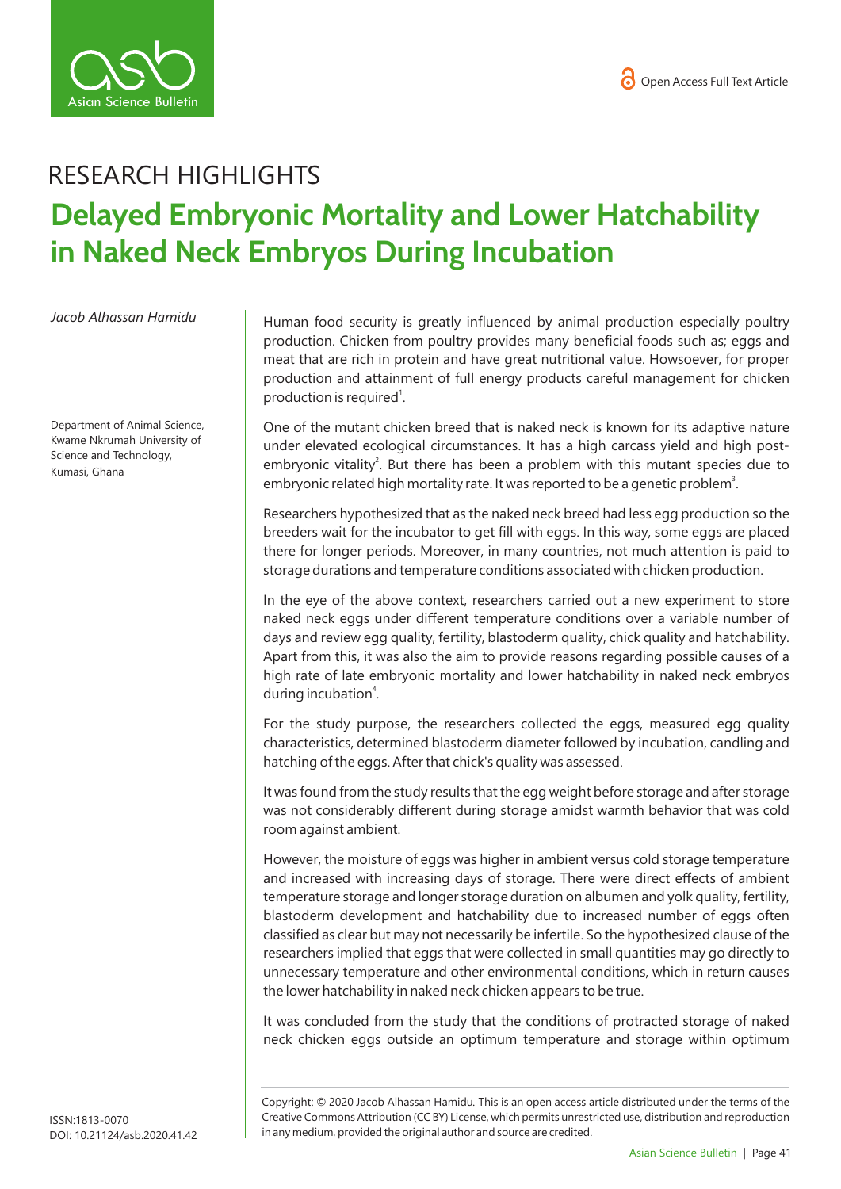RESEARCH HIGHLIGHTS

# Delayed Embryonic Mortality and Lower Hatchability in Naked Neck Embryos During Incubation

*Jacob Alhassan Hamidu*

Department of Animal Science, Kwame Nkrumah University of Science and Technology, Kumasi, Ghana

Human food security is greatly influenced by animal production especially poultry production. Chicken from poultry provides many beneficial foods such as; eggs and meat that are rich in protein and have great nutritional value. Howsoever, for proper production and attainment of full energy products careful management for chicken production is required[1].

One of the mutant chicken breed that is naked neck is known for its adaptive nature under elevated ecological circumstances. It has a high carcass yield and high post-embryonic vitality[2]. But there has been a problem with this mutant species due to embryonic related high mortality rate. It was reported to be a genetic problem[3].

Researchers hypothesized that as the naked neck breed had less egg production so the breeders wait for the incubator to get fill with eggs. In this way, some eggs are placed there for longer periods. Moreover, in many countries, not much attention is paid to storage durations and temperature conditions associated with chicken production.

In the eye of the above context, researchers carried out a new experiment to store naked neck eggs under different temperature conditions over a variable number of days and review egg quality, fertility, blastoderm quality, chick quality and hatchability. Apart from this, it was also the aim to provide reasons regarding possible causes of a high rate of late embryonic mortality and lower hatchability in naked neck embryos during incubation[4].

For the study purpose, the researchers collected the eggs, measured egg quality characteristics, determined blastoderm diameter followed by incubation, candling and hatching of the eggs. After that chick's quality was assessed.

It was found from the study results that the egg weight before storage and after storage was not considerably different during storage amidst warmth behavior that was cold room against ambient.

However, the moisture of eggs was higher in ambient versus cold storage temperature and increased with increasing days of storage. There were direct effects of ambient temperature storage and longer storage duration on albumen and yolk quality, fertility, blastoderm development and hatchability due to increased number of eggs often classified as clear but may not necessarily be infertile. So the hypothesized clause of the researchers implied that eggs that were collected in small quantities may go directly to unnecessary temperature and other environmental conditions, which in return causes the lower hatchability in naked neck chicken appears to be true.

It was concluded from the study that the conditions of protracted storage of naked neck chicken eggs outside an optimum temperature and storage within optimum

ISSN:1813-0070
DOI: 10.21124/asb.2020.41.42

Copyright: © 2020 Jacob Alhassan Hamidu. This is an open access article distributed under the terms of the Creative Commons Attribution (CC BY) License, which permits unrestricted use, distribution and reproduction in any medium, provided the original author and source are credited.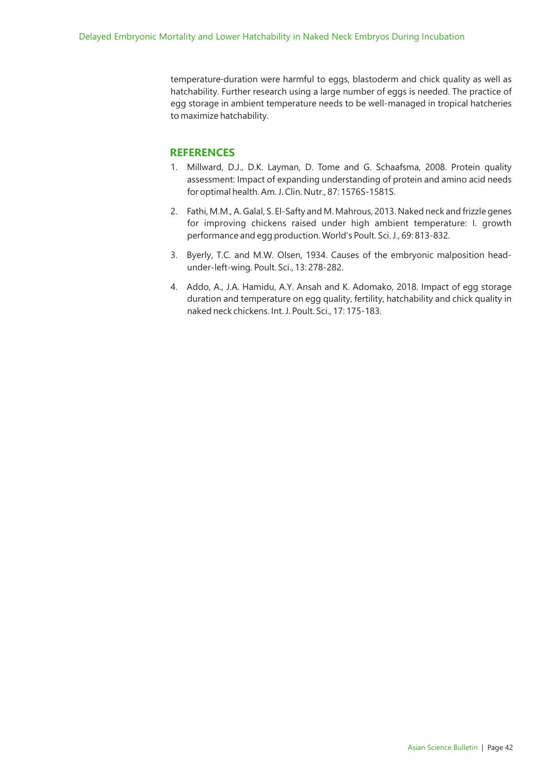temperature-duration were harmful to eggs, blastoderm and chick quality as well as hatchability. Further research using a large number of eggs is needed. The practice of egg storage in ambient temperature needs to be well-managed in tropical hatcheries to maximize hatchability.

## REFERENCES

1. Millward, D.J., D.K. Layman, D. Tome and G. Schaafsma, 2008. Protein quality assessment: Impact of expanding understanding of protein and amino acid needs for optimal health. Am. J. Clin. Nutr., 87: 1576S-1581S.

2. Fathi, M.M., A. Galal, S. El-Safty and M. Mahrous, 2013. Naked neck and frizzle genes for improving chickens raised under high ambient temperature: I. growth performance and egg production. World's Poult. Sci. J., 69: 813-832.

3. Byerly, T.C. and M.W. Olsen, 1934. Causes of the embryonic malposition head-under-left-wing. Poult. Sci., 13: 278-282.

4. Addo, A., J.A. Hamidu, A.Y. Ansah and K. Adomako, 2018. Impact of egg storage duration and temperature on egg quality, fertility, hatchability and chick quality in naked neck chickens. Int. J. Poult. Sci., 17: 175-183.